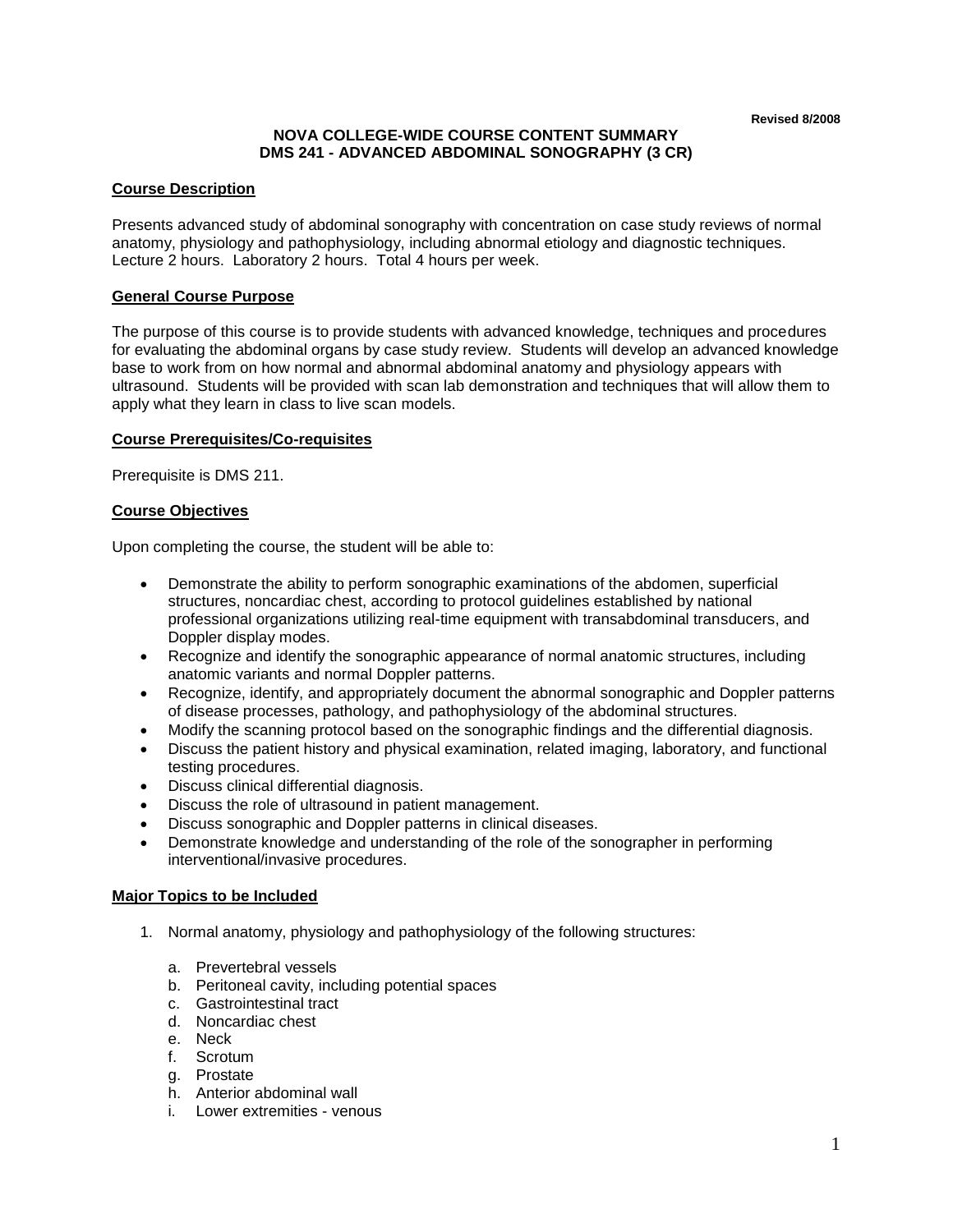**Revised 8/2008**

# NOVA COLLEGE-WIDE COURSE CONTENT SUMMARY
# DMS 241 - ADVANCED ABDOMINAL SONOGRAPHY (3 CR)

## Course Description

Presents advanced study of abdominal sonography with concentration on case study reviews of normal anatomy, physiology and pathophysiology, including abnormal etiology and diagnostic techniques. Lecture 2 hours. Laboratory 2 hours. Total 4 hours per week.

## General Course Purpose

The purpose of this course is to provide students with advanced knowledge, techniques and procedures for evaluating the abdominal organs by case study review. Students will develop an advanced knowledge base to work from on how normal and abnormal abdominal anatomy and physiology appears with ultrasound. Students will be provided with scan lab demonstration and techniques that will allow them to apply what they learn in class to live scan models.

## Course Prerequisites/Co-requisites

Prerequisite is DMS 211.

## Course Objectives

Upon completing the course, the student will be able to:

- Demonstrate the ability to perform sonographic examinations of the abdomen, superficial structures, noncardiac chest, according to protocol guidelines established by national professional organizations utilizing real-time equipment with transabdominal transducers, and Doppler display modes.
- Recognize and identify the sonographic appearance of normal anatomic structures, including anatomic variants and normal Doppler patterns.
- Recognize, identify, and appropriately document the abnormal sonographic and Doppler patterns of disease processes, pathology, and pathophysiology of the abdominal structures.
- Modify the scanning protocol based on the sonographic findings and the differential diagnosis.
- Discuss the patient history and physical examination, related imaging, laboratory, and functional testing procedures.
- Discuss clinical differential diagnosis.
- Discuss the role of ultrasound in patient management.
- Discuss sonographic and Doppler patterns in clinical diseases.
- Demonstrate knowledge and understanding of the role of the sonographer in performing interventional/invasive procedures.

## Major Topics to be Included

1. Normal anatomy, physiology and pathophysiology of the following structures:

   a. Prevertebral vessels
   b. Peritoneal cavity, including potential spaces
   c. Gastrointestinal tract
   d. Noncardiac chest
   e. Neck
   f. Scrotum
   g. Prostate
   h. Anterior abdominal wall
   i. Lower extremities - venous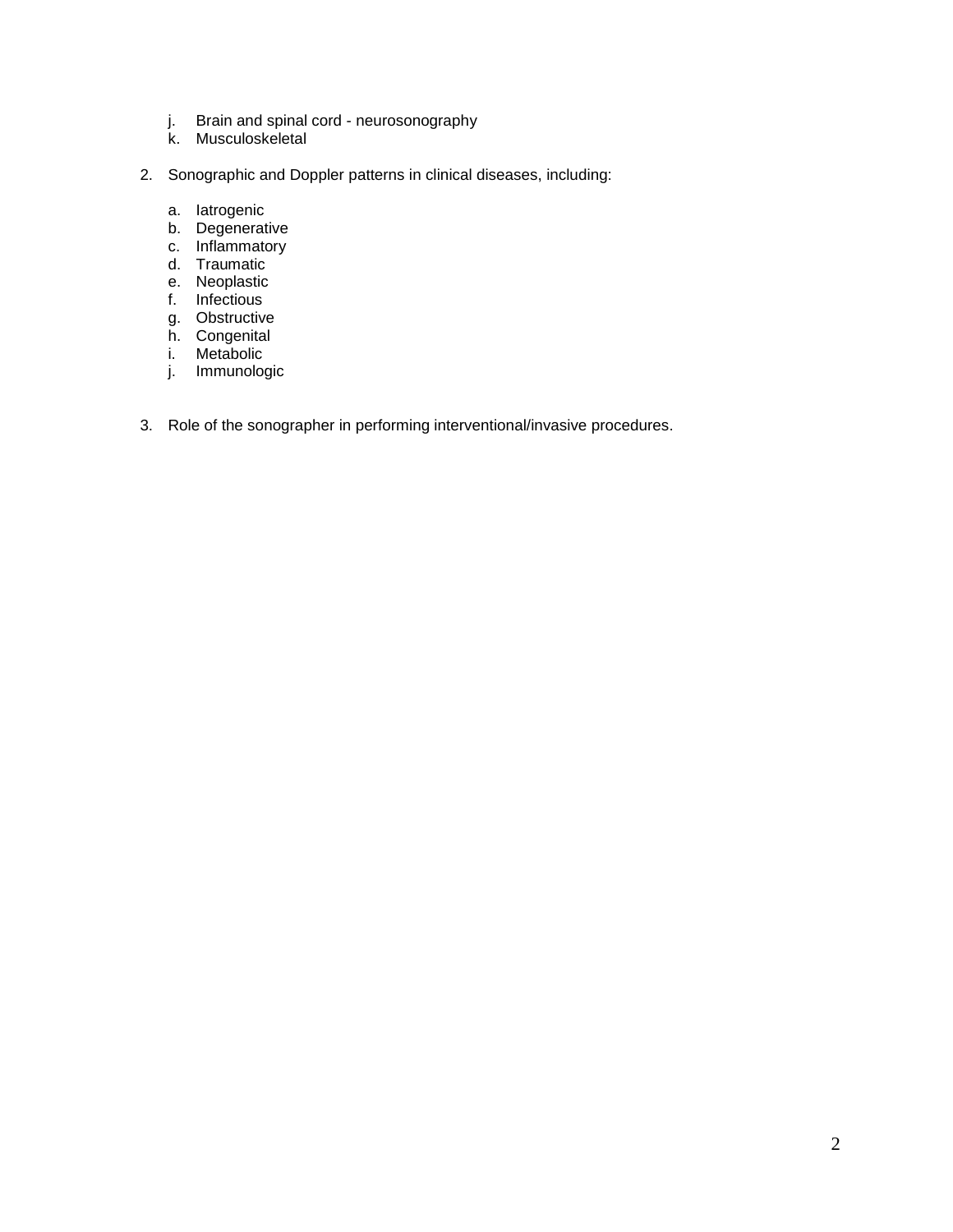j. Brain and spinal cord - neurosonography
   k. Musculoskeletal

2. Sonographic and Doppler patterns in clinical diseases, including:

   a. Iatrogenic
   b. Degenerative
   c. Inflammatory
   d. Traumatic
   e. Neoplastic
   f. Infectious
   g. Obstructive
   h. Congenital
   i. Metabolic
   j. Immunologic

3. Role of the sonographer in performing interventional/invasive procedures.